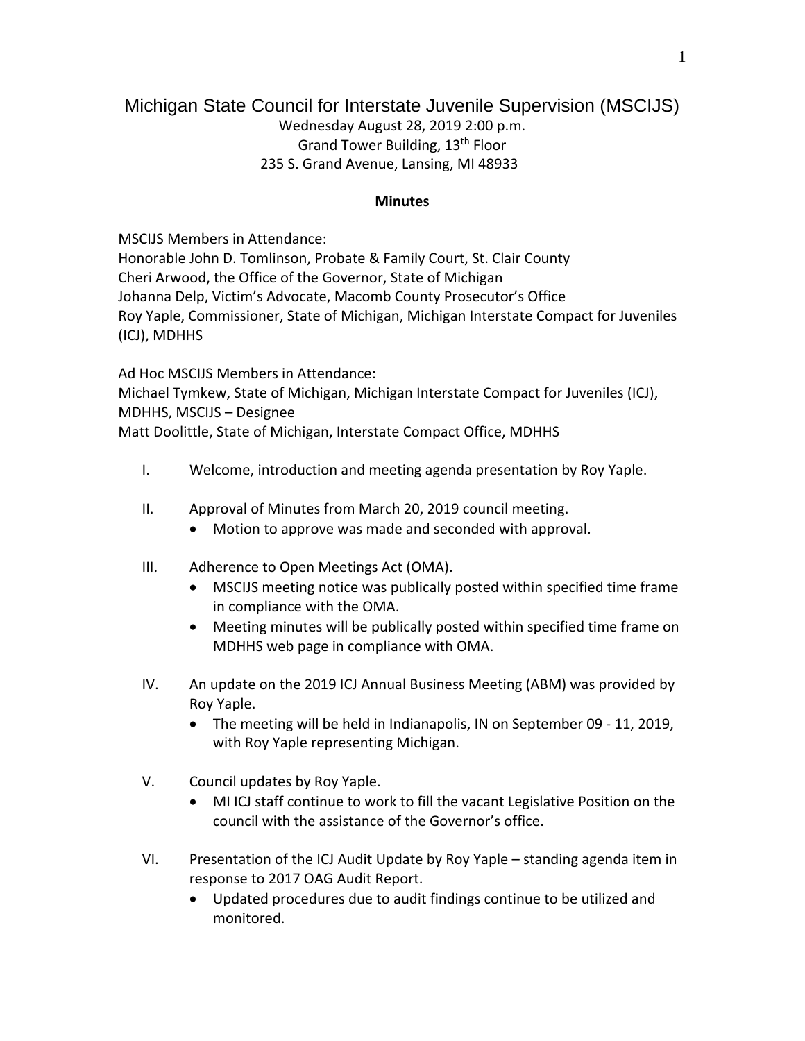# Michigan State Council for Interstate Juvenile Supervision (MSCIJS)

Wednesday August 28, 2019 2:00 p.m.
Grand Tower Building, 13th Floor
235 S. Grand Avenue, Lansing, MI 48933

**Minutes**

MSCIJS Members in Attendance:
Honorable John D. Tomlinson, Probate & Family Court, St. Clair County
Cheri Arwood, the Office of the Governor, State of Michigan
Johanna Delp, Victim's Advocate, Macomb County Prosecutor's Office
Roy Yaple, Commissioner, State of Michigan, Michigan Interstate Compact for Juveniles (ICJ), MDHHS

Ad Hoc MSCIJS Members in Attendance:
Michael Tymkew, State of Michigan, Michigan Interstate Compact for Juveniles (ICJ), MDHHS, MSCIJS – Designee
Matt Doolittle, State of Michigan, Interstate Compact Office, MDHHS

I. Welcome, introduction and meeting agenda presentation by Roy Yaple.

II. Approval of Minutes from March 20, 2019 council meeting.
   - Motion to approve was made and seconded with approval.

III. Adherence to Open Meetings Act (OMA).
   - MSCIJS meeting notice was publically posted within specified time frame in compliance with the OMA.
   - Meeting minutes will be publically posted within specified time frame on MDHHS web page in compliance with OMA.

IV. An update on the 2019 ICJ Annual Business Meeting (ABM) was provided by Roy Yaple.
   - The meeting will be held in Indianapolis, IN on September 09 - 11, 2019, with Roy Yaple representing Michigan.

V. Council updates by Roy Yaple.
   - MI ICJ staff continue to work to fill the vacant Legislative Position on the council with the assistance of the Governor's office.

VI. Presentation of the ICJ Audit Update by Roy Yaple – standing agenda item in response to 2017 OAG Audit Report.
   - Updated procedures due to audit findings continue to be utilized and monitored.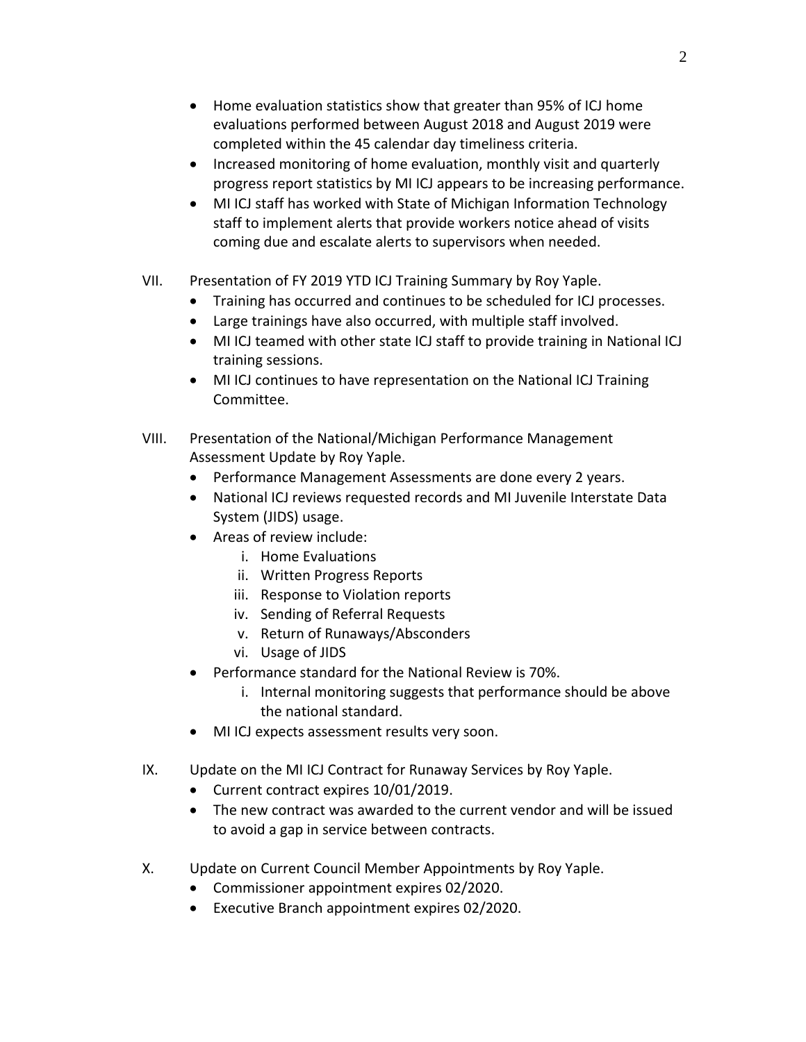- Home evaluation statistics show that greater than 95% of ICJ home evaluations performed between August 2018 and August 2019 were completed within the 45 calendar day timeliness criteria.
- Increased monitoring of home evaluation, monthly visit and quarterly progress report statistics by MI ICJ appears to be increasing performance.
- MI ICJ staff has worked with State of Michigan Information Technology staff to implement alerts that provide workers notice ahead of visits coming due and escalate alerts to supervisors when needed.

VII. Presentation of FY 2019 YTD ICJ Training Summary by Roy Yaple.

- Training has occurred and continues to be scheduled for ICJ processes.
- Large trainings have also occurred, with multiple staff involved.
- MI ICJ teamed with other state ICJ staff to provide training in National ICJ training sessions.
- MI ICJ continues to have representation on the National ICJ Training Committee.

VIII. Presentation of the National/Michigan Performance Management Assessment Update by Roy Yaple.

- Performance Management Assessments are done every 2 years.
- National ICJ reviews requested records and MI Juvenile Interstate Data System (JIDS) usage.
- Areas of review include:
  - i. Home Evaluations
  - ii. Written Progress Reports
  - iii. Response to Violation reports
  - iv. Sending of Referral Requests
  - v. Return of Runaways/Absconders
  - vi. Usage of JIDS
- Performance standard for the National Review is 70%.
  - i. Internal monitoring suggests that performance should be above the national standard.
- MI ICJ expects assessment results very soon.

IX. Update on the MI ICJ Contract for Runaway Services by Roy Yaple.

- Current contract expires 10/01/2019.
- The new contract was awarded to the current vendor and will be issued to avoid a gap in service between contracts.

X. Update on Current Council Member Appointments by Roy Yaple.

- Commissioner appointment expires 02/2020.
- Executive Branch appointment expires 02/2020.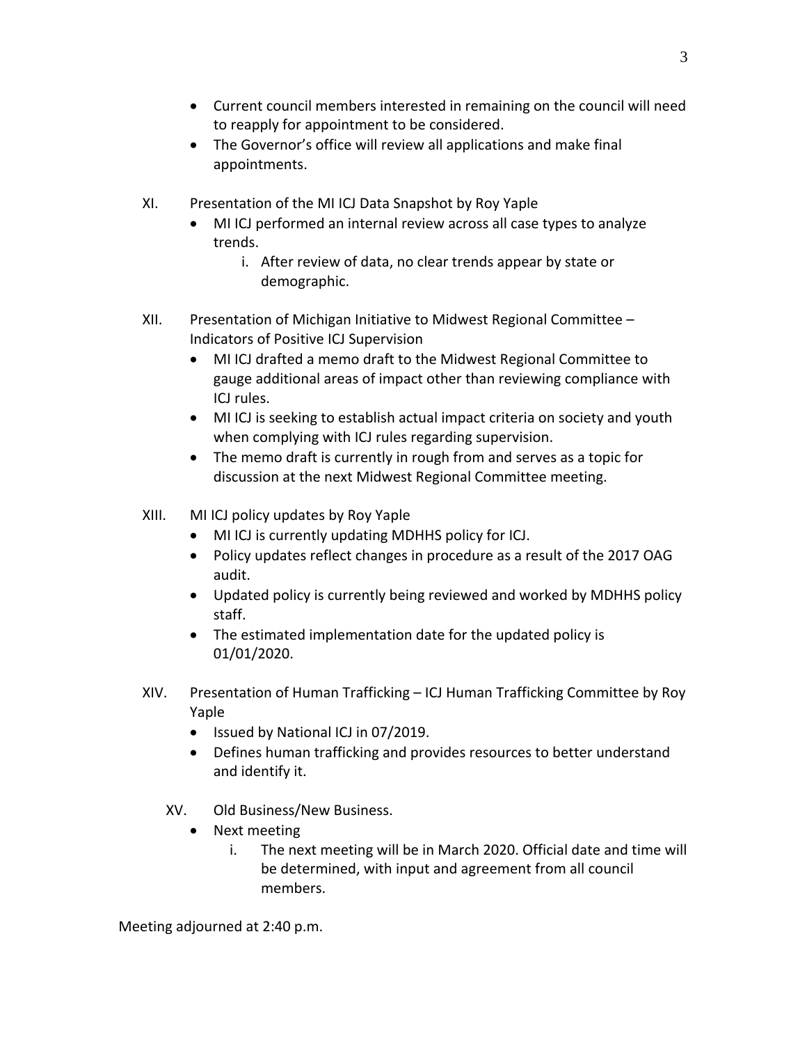- Current council members interested in remaining on the council will need to reapply for appointment to be considered.
- The Governor's office will review all applications and make final appointments.

XI. Presentation of the MI ICJ Data Snapshot by Roy Yaple

- MI ICJ performed an internal review across all case types to analyze trends.
    i. After review of data, no clear trends appear by state or demographic.

XII. Presentation of Michigan Initiative to Midwest Regional Committee – Indicators of Positive ICJ Supervision

- MI ICJ drafted a memo draft to the Midwest Regional Committee to gauge additional areas of impact other than reviewing compliance with ICJ rules.
- MI ICJ is seeking to establish actual impact criteria on society and youth when complying with ICJ rules regarding supervision.
- The memo draft is currently in rough from and serves as a topic for discussion at the next Midwest Regional Committee meeting.

XIII. MI ICJ policy updates by Roy Yaple

- MI ICJ is currently updating MDHHS policy for ICJ.
- Policy updates reflect changes in procedure as a result of the 2017 OAG audit.
- Updated policy is currently being reviewed and worked by MDHHS policy staff.
- The estimated implementation date for the updated policy is 01/01/2020.

XIV. Presentation of Human Trafficking – ICJ Human Trafficking Committee by Roy Yaple

- Issued by National ICJ in 07/2019.
- Defines human trafficking and provides resources to better understand and identify it.

XV. Old Business/New Business.

- Next meeting
    i. The next meeting will be in March 2020. Official date and time will be determined, with input and agreement from all council members.

Meeting adjourned at 2:40 p.m.